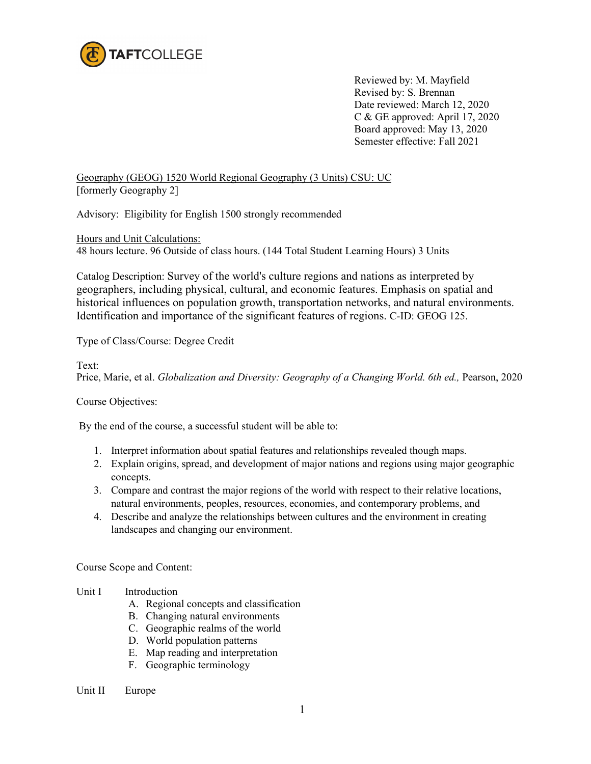TAFTCOLLEGE

Reviewed by: M. Mayfield
Revised by: S. Brennan
Date reviewed: March 12, 2020
C & GE approved: April 17, 2020
Board approved: May 13, 2020
Semester effective: Fall 2021

Geography (GEOG) 1520 World Regional Geography (3 Units) CSU: UC
[formerly Geography 2]

Advisory: Eligibility for English 1500 strongly recommended

Hours and Unit Calculations:
48 hours lecture. 96 Outside of class hours. (144 Total Student Learning Hours) 3 Units

Catalog Description: Survey of the world's culture regions and nations as interpreted by geographers, including physical, cultural, and economic features. Emphasis on spatial and historical influences on population growth, transportation networks, and natural environments. Identification and importance of the significant features of regions. C-ID: GEOG 125.

Type of Class/Course: Degree Credit

Text:
Price, Marie, et al. *Globalization and Diversity: Geography of a Changing World. 6th ed.,* Pearson, 2020

Course Objectives:

By the end of the course, a successful student will be able to:

1. Interpret information about spatial features and relationships revealed though maps.
2. Explain origins, spread, and development of major nations and regions using major geographic concepts.
3. Compare and contrast the major regions of the world with respect to their relative locations, natural environments, peoples, resources, economies, and contemporary problems, and
4. Describe and analyze the relationships between cultures and the environment in creating landscapes and changing our environment.

Course Scope and Content:

Unit I Introduction
- A. Regional concepts and classification
- B. Changing natural environments
- C. Geographic realms of the world
- D. World population patterns
- E. Map reading and interpretation
- F. Geographic terminology

Unit II Europe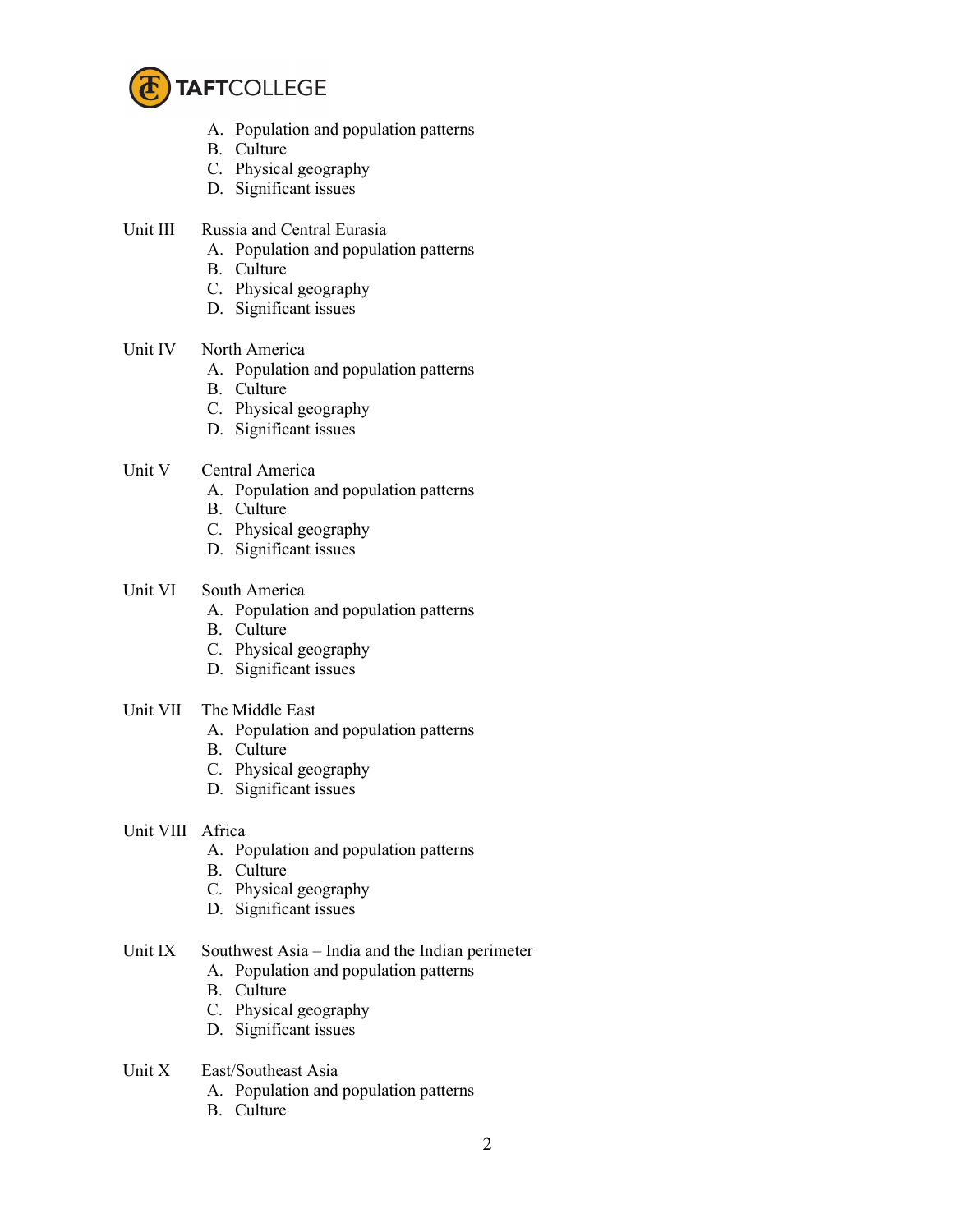A. Population and population patterns
B. Culture
C. Physical geography
D. Significant issues

Unit III Russia and Central Eurasia
A. Population and population patterns
B. Culture
C. Physical geography
D. Significant issues

Unit IV North America
A. Population and population patterns
B. Culture
C. Physical geography
D. Significant issues

Unit V Central America
A. Population and population patterns
B. Culture
C. Physical geography
D. Significant issues

Unit VI South America
A. Population and population patterns
B. Culture
C. Physical geography
D. Significant issues

Unit VII The Middle East
A. Population and population patterns
B. Culture
C. Physical geography
D. Significant issues

Unit VIII Africa
A. Population and population patterns
B. Culture
C. Physical geography
D. Significant issues

Unit IX Southwest Asia – India and the Indian perimeter
A. Population and population patterns
B. Culture
C. Physical geography
D. Significant issues

Unit X East/Southeast Asia
A. Population and population patterns
B. Culture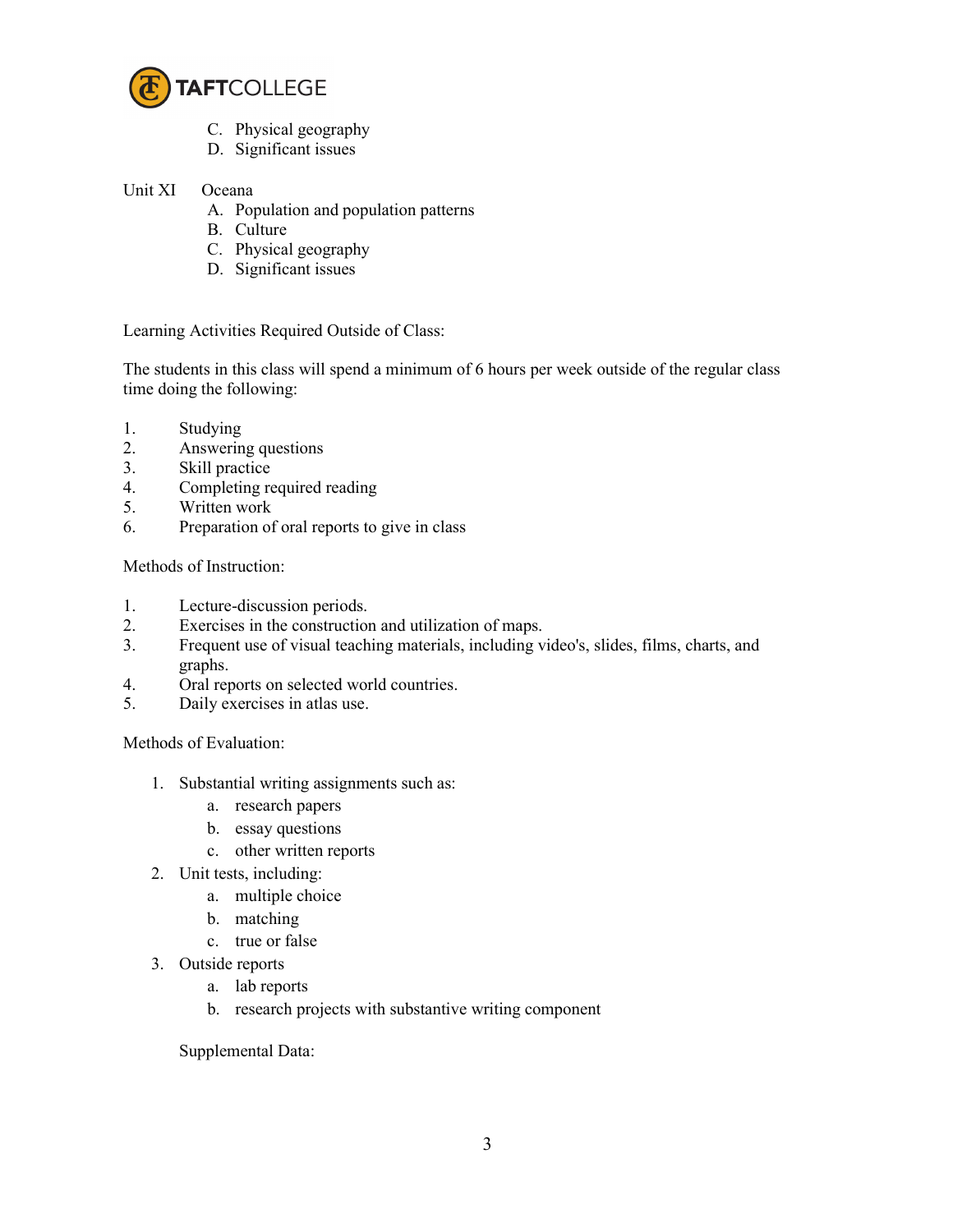C. Physical geography
D. Significant issues

Unit XI Oceana

A. Population and population patterns
B. Culture
C. Physical geography
D. Significant issues

Learning Activities Required Outside of Class:

The students in this class will spend a minimum of 6 hours per week outside of the regular class time doing the following:

1. Studying
2. Answering questions
3. Skill practice
4. Completing required reading
5. Written work
6. Preparation of oral reports to give in class

Methods of Instruction:

1. Lecture-discussion periods.
2. Exercises in the construction and utilization of maps.
3. Frequent use of visual teaching materials, including video's, slides, films, charts, and graphs.
4. Oral reports on selected world countries.
5. Daily exercises in atlas use.

Methods of Evaluation:

1. Substantial writing assignments such as:
   a. research papers
   b. essay questions
   c. other written reports
2. Unit tests, including:
   a. multiple choice
   b. matching
   c. true or false
3. Outside reports
   a. lab reports
   b. research projects with substantive writing component

Supplemental Data: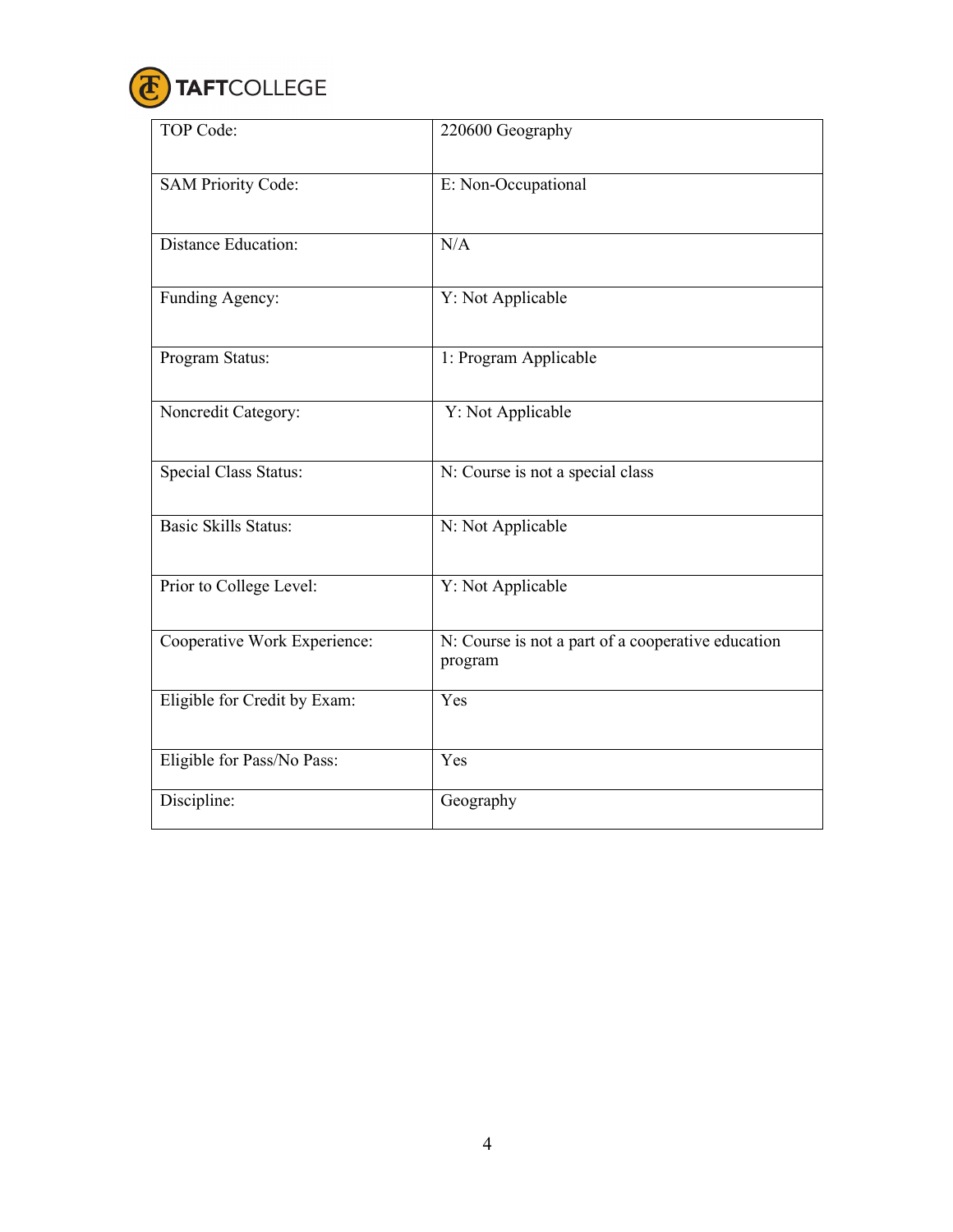| | |
|---|---|
| TOP Code: | 220600 Geography |
| SAM Priority Code: | E: Non-Occupational |
| Distance Education: | N/A |
| Funding Agency: | Y: Not Applicable |
| Program Status: | 1: Program Applicable |
| Noncredit Category: | Y: Not Applicable |
| Special Class Status: | N: Course is not a special class |
| Basic Skills Status: | N: Not Applicable |
| Prior to College Level: | Y: Not Applicable |
| Cooperative Work Experience: | N: Course is not a part of a cooperative education program |
| Eligible for Credit by Exam: | Yes |
| Eligible for Pass/No Pass: | Yes |
| Discipline: | Geography |